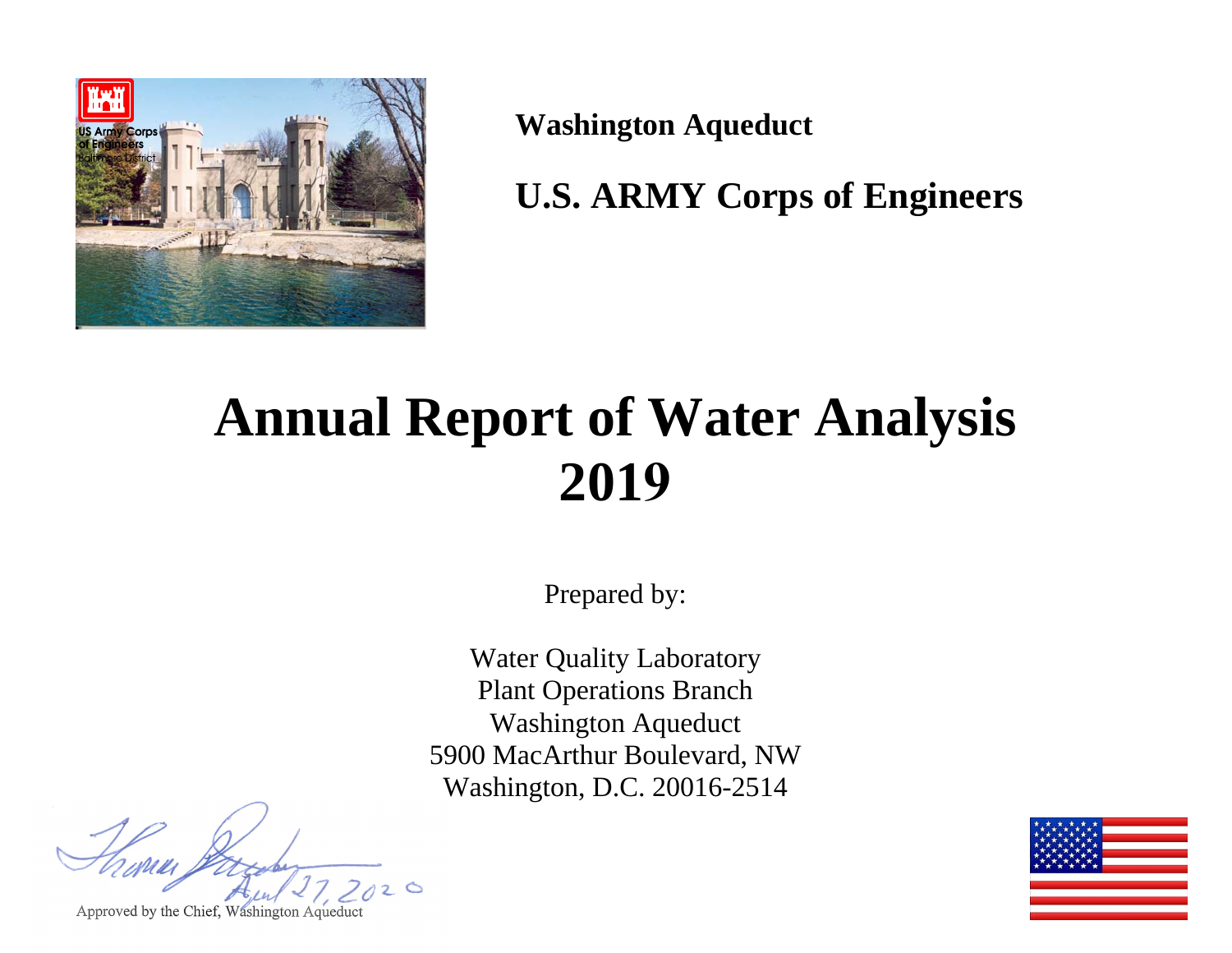**Washington Aqueduct**

**U.S. ARMY Corps of Engineers**

# Annual Report of Water Analysis 2019

Prepared by:

Water Quality Laboratory
Plant Operations Branch
Washington Aqueduct
5900 MacArthur Boulevard, NW
Washington, D.C. 20016-2514

April 27, 2020

Approved by the Chief, Washington Aqueduct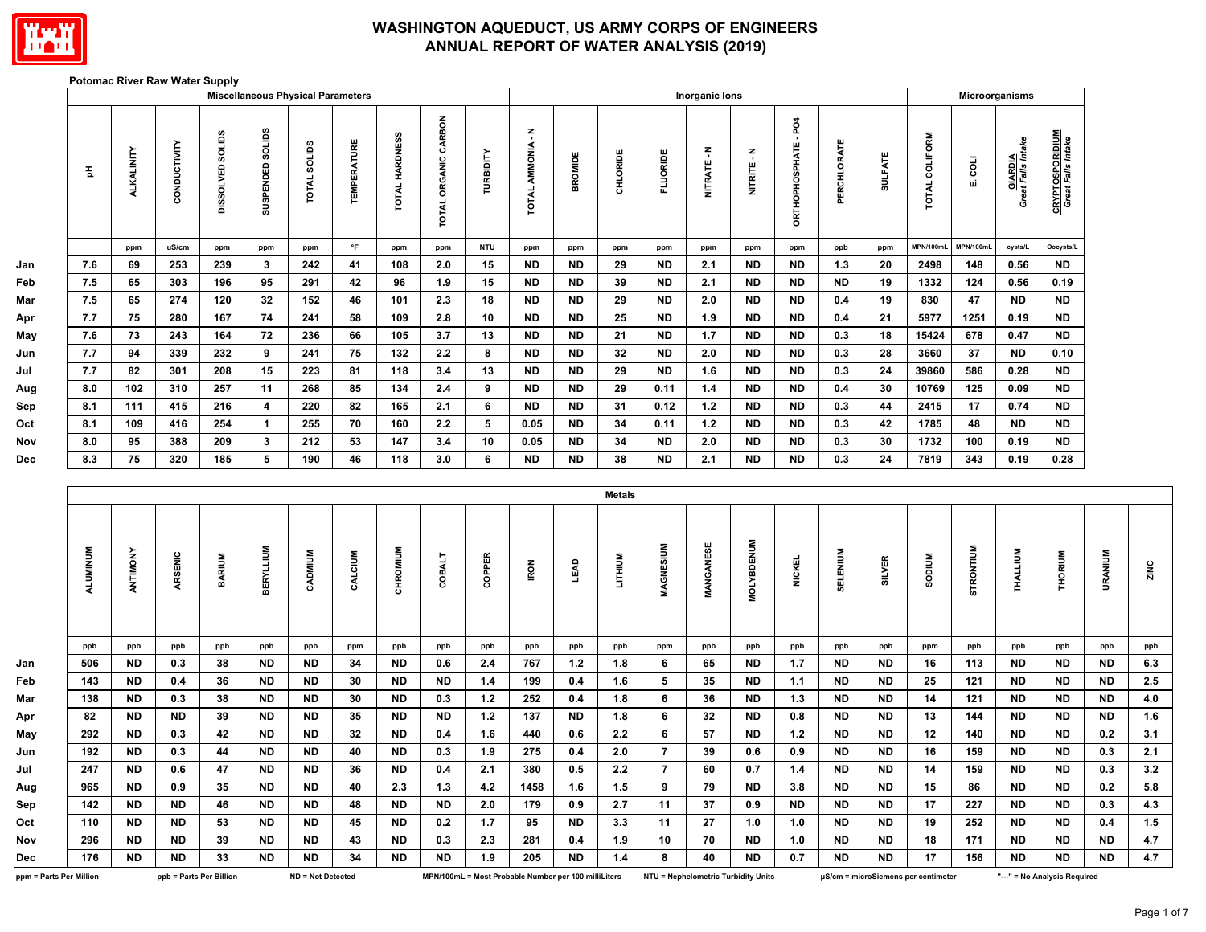# WASHINGTON AQUEDUCT, US ARMY CORPS OF ENGINEERS
## ANNUAL REPORT OF WATER ANALYSIS (2019)

**Potomac River Raw Water Supply**

| | Miscellaneous Physical Parameters | | | | | | | | | | Inorganic Ions | | | | | | | | | Microorganisms | | | |
|---|---|---|---|---|---|---|---|---|---|---|---|---|---|---|---|---|---|---|---|---|---|---|---|
| | pH | ALKALINITY | CONDUCTIVITY | DISSOLVED SOLIDS | SUSPENDED SOLIDS | TOTAL SOLIDS | TEMPERATURE | TOTAL HARDNESS | TOTAL ORGANIC CARBON | TURBIDITY | TOTAL AMMONIA - N | BROMIDE | CHLORIDE | FLUORIDE | NITRATE - N | NITRITE - N | ORTHOPHOSPHATE - PO4 | PERCHLORATE | SULFATE | TOTAL COLIFORM | E_COLI | GIARDIA *Great Falls Intake* | CRYPTOSPORIDIUM *Great Falls Intake* |
| | | ppm | uS/cm | ppm | ppm | ppm | °F | ppm | ppm | NTU | ppm | ppm | ppm | ppm | ppm | ppm | ppm | ppb | ppm | MPN/100mL | MPN/100mL | cysts/L | Oocysts/L |
| Jan | 7.6 | 69 | 253 | 239 | 3 | 242 | 41 | 108 | 2.0 | 15 | ND | ND | 29 | ND | 2.1 | ND | ND | 1.3 | 20 | 2498 | 148 | 0.56 | ND |
| Feb | 7.5 | 65 | 303 | 196 | 95 | 291 | 42 | 96 | 1.9 | 15 | ND | ND | 39 | ND | 2.1 | ND | ND | ND | 19 | 1332 | 124 | 0.56 | 0.19 |
| Mar | 7.5 | 65 | 274 | 120 | 32 | 152 | 46 | 101 | 2.3 | 18 | ND | ND | 29 | ND | 2.0 | ND | ND | 0.4 | 19 | 830 | 47 | ND | ND |
| Apr | 7.7 | 75 | 280 | 167 | 74 | 241 | 58 | 109 | 2.8 | 10 | ND | ND | 25 | ND | 1.9 | ND | ND | 0.4 | 21 | 5977 | 1251 | 0.19 | ND |
| May | 7.6 | 73 | 243 | 164 | 72 | 236 | 66 | 105 | 3.7 | 13 | ND | ND | 21 | ND | 1.7 | ND | ND | 0.3 | 18 | 15424 | 678 | 0.47 | ND |
| Jun | 7.7 | 94 | 339 | 232 | 9 | 241 | 75 | 132 | 2.2 | 8 | ND | ND | 32 | ND | 2.0 | ND | ND | 0.3 | 28 | 3660 | 37 | ND | 0.10 |
| Jul | 7.7 | 82 | 301 | 208 | 15 | 223 | 81 | 118 | 3.4 | 13 | ND | ND | 29 | ND | 1.6 | ND | ND | 0.3 | 24 | 39860 | 586 | 0.28 | ND |
| Aug | 8.0 | 102 | 310 | 257 | 11 | 268 | 85 | 134 | 2.4 | 9 | ND | ND | 29 | 0.11 | 1.4 | ND | ND | 0.4 | 30 | 10769 | 125 | 0.09 | ND |
| Sep | 8.1 | 111 | 415 | 216 | 4 | 220 | 82 | 165 | 2.1 | 6 | ND | ND | 31 | 0.12 | 1.2 | ND | ND | 0.3 | 44 | 2415 | 17 | 0.74 | ND |
| Oct | 8.1 | 109 | 416 | 254 | 1 | 255 | 70 | 160 | 2.2 | 5 | 0.05 | ND | 34 | 0.11 | 1.2 | ND | ND | 0.3 | 42 | 1785 | 48 | ND | ND |
| Nov | 8.0 | 95 | 388 | 209 | 3 | 212 | 53 | 147 | 3.4 | 10 | 0.05 | ND | 34 | ND | 2.0 | ND | ND | 0.3 | 30 | 1732 | 100 | 0.19 | ND |
| Dec | 8.3 | 75 | 320 | 185 | 5 | 190 | 46 | 118 | 3.0 | 6 | ND | ND | 38 | ND | 2.1 | ND | ND | 0.3 | 24 | 7819 | 343 | 0.19 | 0.28 |

| | Metals | | | | | | | | | | | | | | | | | | | | | | | | |
|---|---|---|---|---|---|---|---|---|---|---|---|---|---|---|---|---|---|---|---|---|---|---|---|---|---|
| | ALUMINUM | ANTIMONY | ARSENIC | BARIUM | BERYLLIUM | CADMIUM | CALCIUM | CHROMIUM | COBALT | COPPER | IRON | LEAD | LITHIUM | MAGNESIUM | MANGANESE | MOLYBDENUM | NICKEL | SELENIUM | SILVER | SODIUM | STRONTIUM | THALLIUM | THORIUM | URANIUM | ZINC |
| | ppb | ppb | ppb | ppb | ppb | ppb | ppm | ppb | ppb | ppb | ppb | ppb | ppb | ppm | ppb | ppb | ppb | ppb | ppb | ppm | ppb | ppb | ppb | ppb | ppb |
| Jan | 506 | ND | 0.3 | 38 | ND | ND | 34 | ND | 0.6 | 2.4 | 767 | 1.2 | 1.8 | 6 | 65 | ND | 1.7 | ND | ND | 16 | 113 | ND | ND | ND | 6.3 |
| Feb | 143 | ND | 0.4 | 36 | ND | ND | 30 | ND | ND | 1.4 | 199 | 0.4 | 1.6 | 5 | 35 | ND | 1.1 | ND | ND | 25 | 121 | ND | ND | ND | 2.5 |
| Mar | 138 | ND | 0.3 | 38 | ND | ND | 30 | ND | 0.3 | 1.2 | 252 | 0.4 | 1.8 | 6 | 36 | ND | 1.3 | ND | ND | 14 | 121 | ND | ND | ND | 4.0 |
| Apr | 82 | ND | ND | 39 | ND | ND | 35 | ND | ND | 1.2 | 137 | ND | 1.8 | 6 | 32 | ND | 0.8 | ND | ND | 13 | 144 | ND | ND | ND | 1.6 |
| May | 292 | ND | 0.3 | 42 | ND | ND | 32 | ND | 0.4 | 1.6 | 440 | 0.6 | 2.2 | 6 | 57 | ND | 1.2 | ND | ND | 12 | 140 | ND | ND | 0.2 | 3.1 |
| Jun | 192 | ND | 0.3 | 44 | ND | ND | 40 | ND | 0.3 | 1.9 | 275 | 0.4 | 2.0 | 7 | 39 | 0.6 | 0.9 | ND | ND | 16 | 159 | ND | ND | 0.3 | 2.1 |
| Jul | 247 | ND | 0.6 | 47 | ND | ND | 36 | ND | 0.4 | 2.1 | 380 | 0.5 | 2.2 | 7 | 60 | 0.7 | 1.4 | ND | ND | 14 | 159 | ND | ND | 0.3 | 3.2 |
| Aug | 965 | ND | 0.9 | 35 | ND | ND | 40 | 2.3 | 1.3 | 4.2 | 1458 | 1.6 | 1.5 | 9 | 79 | ND | 3.8 | ND | ND | 15 | 86 | ND | ND | 0.2 | 5.8 |
| Sep | 142 | ND | ND | 46 | ND | ND | 48 | ND | ND | 2.0 | 179 | 0.9 | 2.7 | 11 | 37 | 0.9 | ND | ND | ND | 17 | 227 | ND | ND | 0.3 | 4.3 |
| Oct | 110 | ND | ND | 53 | ND | ND | 45 | ND | 0.2 | 1.7 | 95 | ND | 3.3 | 11 | 27 | 1.0 | 1.0 | ND | ND | 19 | 252 | ND | ND | 0.4 | 1.5 |
| Nov | 296 | ND | ND | 39 | ND | ND | 43 | ND | 0.3 | 2.3 | 281 | 0.4 | 1.9 | 10 | 70 | ND | 1.0 | ND | ND | 18 | 171 | ND | ND | ND | 4.7 |
| Dec | 176 | ND | ND | 33 | ND | ND | 34 | ND | ND | 1.9 | 205 | ND | 1.4 | 8 | 40 | ND | 0.7 | ND | ND | 17 | 156 | ND | ND | ND | 4.7 |

ppm = Parts Per Million    ppb = Parts Per Billion    ND = Not Detected    MPN/100mL = Most Probable Number per 100 milliLiters    NTU = Nephelometric Turbidity Units    µS/cm = microSiemens per centimeter    "---" = No Analysis Required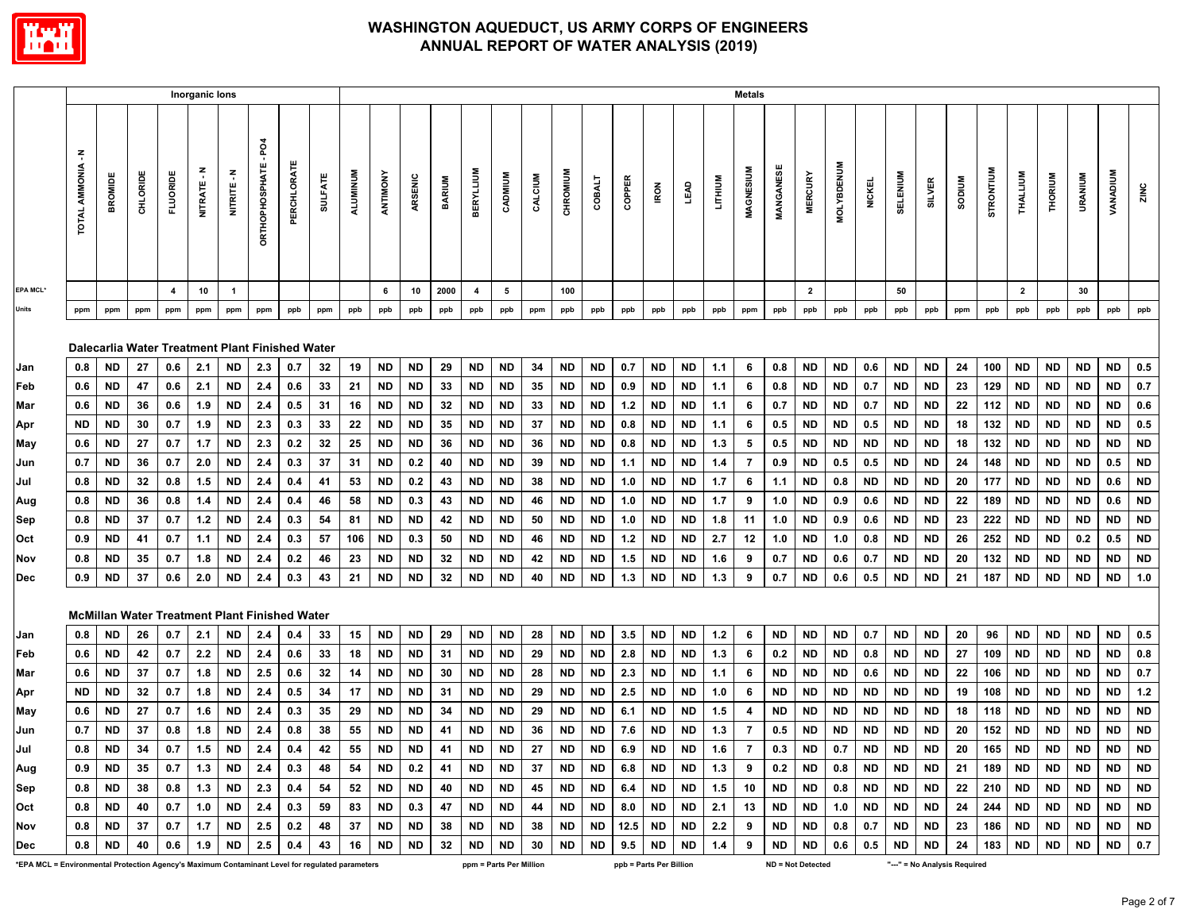# WASHINGTON AQUEDUCT, US ARMY CORPS OF ENGINEERS
# ANNUAL REPORT OF WATER ANALYSIS (2019)

| | Inorganic Ions | | | | | | | | | Metals | | | | | | | | | | | | | | | | | | | | | | | | | | | |
|---|---|---|---|---|---|---|---|---|---|---|---|---|---|---|---|---|---|---|---|---|---|---|---|---|---|---|---|---|---|---|---|---|---|---|---|---|---|
| | TOTAL AMMONIA - N | BROMIDE | CHLORIDE | FLUORIDE | NITRATE - N | NITRITE - N | ORTHOPHOSPHATE - PO4 | PERCHLORATE | SULFATE | ALUMINUM | ANTIMONY | ARSENIC | BARIUM | BERYLLIUM | CADMIUM | CALCIUM | CHROMIUM | COBALT | COPPER | IRON | LEAD | LITHIUM | MAGNESIUM | MANGANESE | MERCURY | MOLYBDENUM | NICKEL | SELENIUM | SILVER | SODIUM | STRONTIUM | THALLIUM | THORIUM | URANIUM | VANADIUM | ZINC |
| EPA MCL* | | | | 4 | 10 | 1 | | | | | 6 | 10 | 2000 | 4 | 5 | | 100 | | | | | | | | 2 | | | 50 | | | | 2 | | 30 | | |
| Units | ppm | ppm | ppm | ppm | ppm | ppm | ppm | ppb | ppm | ppb | ppb | ppb | ppb | ppb | ppb | ppm | ppb | ppb | ppb | ppb | ppb | ppb | ppm | ppb | ppb | ppb | ppb | ppb | ppb | ppm | ppb | ppb | ppb | ppb | ppb | ppb |
| **Dalecarlia Water Treatment Plant Finished Water** | | | | | | | | | | | | | | | | | | | | | | | | | | | | | | | | | | | | |
| Jan | 0.8 | ND | 27 | 0.6 | 2.1 | ND | 2.3 | 0.7 | 32 | 19 | ND | ND | 29 | ND | ND | 34 | ND | ND | 0.7 | ND | ND | 1.1 | 6 | 0.8 | ND | ND | 0.6 | ND | ND | 24 | 100 | ND | ND | ND | ND | 0.5 |
| Feb | 0.6 | ND | 47 | 0.6 | 2.1 | ND | 2.4 | 0.6 | 33 | 21 | ND | ND | 33 | ND | ND | 35 | ND | ND | 0.9 | ND | ND | 1.1 | 6 | 0.8 | ND | ND | 0.7 | ND | ND | 23 | 129 | ND | ND | ND | ND | 0.7 |
| Mar | 0.6 | ND | 36 | 0.6 | 1.9 | ND | 2.4 | 0.5 | 31 | 16 | ND | ND | 32 | ND | ND | 33 | ND | ND | 1.2 | ND | ND | 1.1 | 6 | 0.7 | ND | ND | 0.7 | ND | ND | 22 | 112 | ND | ND | ND | ND | 0.6 |
| Apr | ND | ND | 30 | 0.7 | 1.9 | ND | 2.3 | 0.3 | 33 | 22 | ND | ND | 35 | ND | ND | 37 | ND | ND | 0.8 | ND | ND | 1.1 | 6 | 0.5 | ND | ND | 0.5 | ND | ND | 18 | 132 | ND | ND | ND | ND | 0.5 |
| May | 0.6 | ND | 27 | 0.7 | 1.7 | ND | 2.3 | 0.2 | 32 | 25 | ND | ND | 36 | ND | ND | 36 | ND | ND | 0.8 | ND | ND | 1.3 | 5 | 0.5 | ND | ND | ND | ND | ND | 18 | 132 | ND | ND | ND | ND | ND |
| Jun | 0.7 | ND | 36 | 0.7 | 2.0 | ND | 2.4 | 0.3 | 37 | 31 | ND | 0.2 | 40 | ND | ND | 39 | ND | ND | 1.1 | ND | ND | 1.4 | 7 | 0.9 | ND | 0.5 | 0.5 | ND | ND | 24 | 148 | ND | ND | ND | 0.5 | ND |
| Jul | 0.8 | ND | 32 | 0.8 | 1.5 | ND | 2.4 | 0.4 | 41 | 53 | ND | 0.2 | 43 | ND | ND | 38 | ND | ND | 1.0 | ND | ND | 1.7 | 6 | 1.1 | ND | 0.8 | ND | ND | ND | 20 | 177 | ND | ND | ND | 0.6 | ND |
| Aug | 0.8 | ND | 36 | 0.8 | 1.4 | ND | 2.4 | 0.4 | 46 | 58 | ND | 0.3 | 43 | ND | ND | 46 | ND | ND | 1.0 | ND | ND | 1.7 | 9 | 1.0 | ND | 0.9 | 0.6 | ND | ND | 22 | 189 | ND | ND | ND | 0.6 | ND |
| Sep | 0.8 | ND | 37 | 0.7 | 1.2 | ND | 2.4 | 0.3 | 54 | 81 | ND | ND | 42 | ND | ND | 50 | ND | ND | 1.0 | ND | ND | 1.8 | 11 | 1.0 | ND | 0.9 | 0.6 | ND | ND | 23 | 222 | ND | ND | ND | ND | ND |
| Oct | 0.9 | ND | 41 | 0.7 | 1.1 | ND | 2.4 | 0.3 | 57 | 106 | ND | 0.3 | 50 | ND | ND | 46 | ND | ND | 1.2 | ND | ND | 2.7 | 12 | 1.0 | ND | 1.0 | 0.8 | ND | ND | 26 | 252 | ND | ND | 0.2 | 0.5 | ND |
| Nov | 0.8 | ND | 35 | 0.7 | 1.8 | ND | 2.4 | 0.2 | 46 | 23 | ND | ND | 32 | ND | ND | 42 | ND | ND | 1.5 | ND | ND | 1.6 | 9 | 0.7 | ND | 0.6 | 0.7 | ND | ND | 20 | 132 | ND | ND | ND | ND | ND |
| Dec | 0.9 | ND | 37 | 0.6 | 2.0 | ND | 2.4 | 0.3 | 43 | 21 | ND | ND | 32 | ND | ND | 40 | ND | ND | 1.3 | ND | ND | 1.3 | 9 | 0.7 | ND | 0.6 | 0.5 | ND | ND | 21 | 187 | ND | ND | ND | ND | 1.0 |
| **McMillan Water Treatment Plant Finished Water** | | | | | | | | | | | | | | | | | | | | | | | | | | | | | | | | | | | | |
| Jan | 0.8 | ND | 26 | 0.7 | 2.1 | ND | 2.4 | 0.4 | 33 | 15 | ND | ND | 29 | ND | ND | 28 | ND | ND | 3.5 | ND | ND | 1.2 | 6 | ND | ND | ND | 0.7 | ND | ND | 20 | 96 | ND | ND | ND | ND | 0.5 |
| Feb | 0.6 | ND | 42 | 0.7 | 2.2 | ND | 2.4 | 0.6 | 33 | 18 | ND | ND | 31 | ND | ND | 29 | ND | ND | 2.8 | ND | ND | 1.3 | 6 | 0.2 | ND | ND | 0.8 | ND | ND | 27 | 109 | ND | ND | ND | ND | 0.8 |
| Mar | 0.6 | ND | 37 | 0.7 | 1.8 | ND | 2.5 | 0.6 | 32 | 14 | ND | ND | 30 | ND | ND | 28 | ND | ND | 2.3 | ND | ND | 1.1 | 6 | ND | ND | ND | 0.6 | ND | ND | 22 | 106 | ND | ND | ND | ND | 0.7 |
| Apr | ND | ND | 32 | 0.7 | 1.8 | ND | 2.4 | 0.5 | 34 | 17 | ND | ND | 31 | ND | ND | 29 | ND | ND | 2.5 | ND | ND | 1.0 | 6 | ND | ND | ND | ND | ND | ND | 19 | 108 | ND | ND | ND | ND | 1.2 |
| May | 0.6 | ND | 27 | 0.7 | 1.6 | ND | 2.4 | 0.3 | 35 | 29 | ND | ND | 34 | ND | ND | 29 | ND | ND | 6.1 | ND | ND | 1.5 | 4 | ND | ND | ND | ND | ND | ND | 18 | 118 | ND | ND | ND | ND | ND |
| Jun | 0.7 | ND | 37 | 0.8 | 1.8 | ND | 2.4 | 0.8 | 38 | 55 | ND | ND | 41 | ND | ND | 36 | ND | ND | 7.6 | ND | ND | 1.3 | 7 | 0.5 | ND | ND | ND | ND | ND | 20 | 152 | ND | ND | ND | ND | ND |
| Jul | 0.8 | ND | 34 | 0.7 | 1.5 | ND | 2.4 | 0.4 | 42 | 55 | ND | ND | 41 | ND | ND | 27 | ND | ND | 6.9 | ND | ND | 1.6 | 7 | 0.3 | ND | 0.7 | ND | ND | ND | 20 | 165 | ND | ND | ND | ND | ND |
| Aug | 0.9 | ND | 35 | 0.7 | 1.3 | ND | 2.4 | 0.3 | 48 | 54 | ND | 0.2 | 41 | ND | ND | 37 | ND | ND | 6.8 | ND | ND | 1.3 | 9 | 0.2 | ND | 0.8 | ND | ND | ND | 21 | 189 | ND | ND | ND | ND | ND |
| Sep | 0.8 | ND | 38 | 0.8 | 1.3 | ND | 2.3 | 0.4 | 54 | 52 | ND | ND | 40 | ND | ND | 45 | ND | ND | 6.4 | ND | ND | 1.5 | 10 | ND | ND | 0.8 | ND | ND | ND | 22 | 210 | ND | ND | ND | ND | ND |
| Oct | 0.8 | ND | 40 | 0.7 | 1.0 | ND | 2.4 | 0.3 | 59 | 83 | ND | 0.3 | 47 | ND | ND | 44 | ND | ND | 8.0 | ND | ND | 2.1 | 13 | ND | ND | 1.0 | ND | ND | ND | 24 | 244 | ND | ND | ND | ND | ND |
| Nov | 0.8 | ND | 37 | 0.7 | 1.7 | ND | 2.5 | 0.2 | 48 | 37 | ND | ND | 38 | ND | ND | 38 | ND | ND | 12.5 | ND | ND | 2.2 | 9 | ND | ND | 0.8 | 0.7 | ND | ND | 23 | 186 | ND | ND | ND | ND | ND |
| Dec | 0.8 | ND | 40 | 0.6 | 1.9 | ND | 2.5 | 0.4 | 43 | 16 | ND | ND | 32 | ND | ND | 30 | ND | ND | 9.5 | ND | ND | 1.4 | 9 | ND | ND | 0.6 | 0.5 | ND | ND | 24 | 183 | ND | ND | ND | ND | 0.7 |

*EPA MCL = Environmental Protection Agency's Maximum Contaminant Level for regulated parameters ppm = Parts Per Million ppb = Parts Per Billion ND = Not Detected "---" = No Analysis Required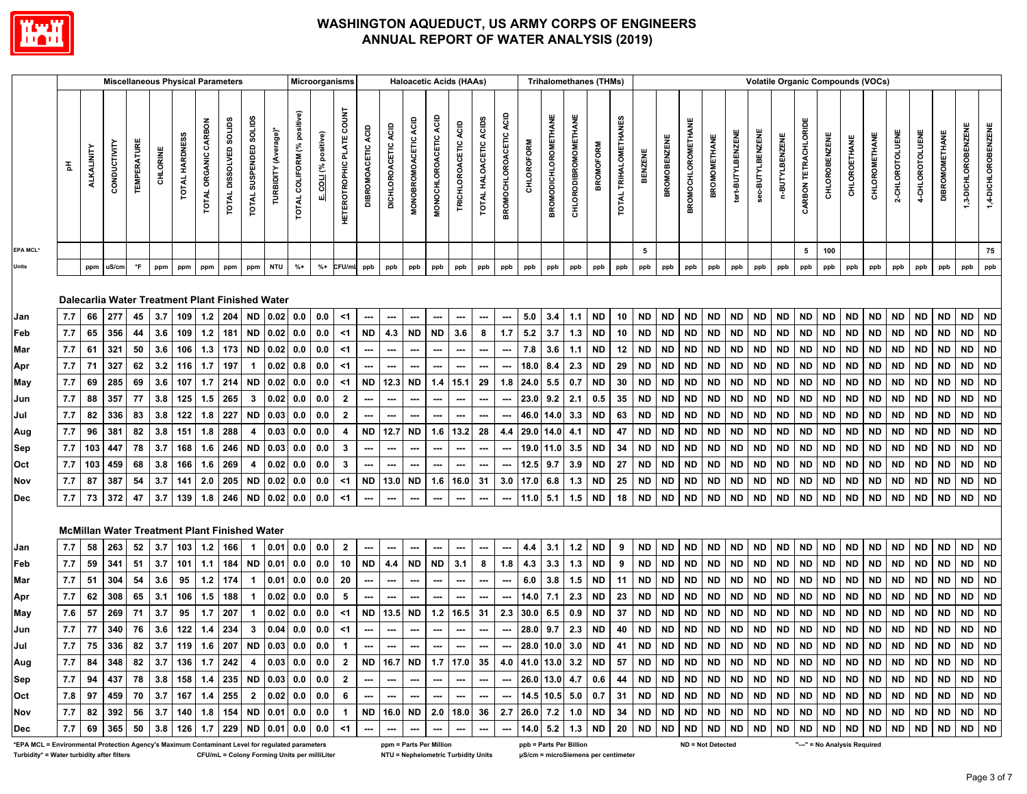# WASHINGTON AQUEDUCT, US ARMY CORPS OF ENGINEERS
# ANNUAL REPORT OF WATER ANALYSIS (2019)

| | Miscellaneous Physical Parameters | | | | | | | | | | Microorganisms | | | Haloacetic Acids (HAAs) | | | | | | | Trihalomethanes (THMs) | | | | | Volatile Organic Compounds (VOCs) | | | | | | | | | | | | | | | | |
|---|---|---|---|---|---|---|---|---|---|---|---|---|---|---|---|---|---|---|---|---|---|---|---|---|---|---|---|---|---|---|---|---|---|---|---|---|---|---|---|---|---|---|
| | pH | ALKALINITY | CONDUCTIVITY | TEMPERATURE | CHLORINE | TOTAL HARDNESS | TOTAL ORGANIC CARBON | TOTAL DISSOLVED SOLIDS | TOTAL SUSPENDED SOLIDS | TURBIDITY (Average)* | TOTAL COLIFORM (% positive) | E. COLI (% positive) | HETEROTROPHIC PLATE COUNT | DIBROMOACETIC ACID | DICHLOROACETIC ACID | MONOBROMOACETIC ACID | MONOCHLOROACETIC ACID | TRICHLOROACETIC ACID | TOTAL HALOACETIC ACIDS | BROMOCHLOROACETIC ACID | CHLOROFORM | BROMODICHLOROMETHANE | CHLORODIBROMOMETHANE | BROMOFORM | TOTAL TRIHALOMETHANES | BENZENE | BROMOBENZENE | BROMOCHLOROMETHANE | BROMOMETHANE | tert-BUTYLBENZENE | sec-BUTYLBENZENE | n-BUTYLBENZENE | CARBON TETRACHLORIDE | CHLOROBENZENE | CHLOROETHANE | CHLOROMETHANE | 2-CHLOROTOLUENE | 4-CHLOROTOLUENE | DIBROMOMETHANE | 1,3-DICHLOROBENZENE | 1,4-DICHLOROBENZENE |
| EPA MCL* | | | | | | | | | | | | | | | | | | | | | | | | | | 5 | | | | | | | 5 | 100 | | | | | | | 75 |
| Units | | ppm | uS/cm | °F | ppm | ppm | ppm | ppm | ppm | NTU | %+ | %+ | CFU/mL | ppb | ppb | ppb | ppb | ppb | ppb | ppb | ppb | ppb | ppb | ppb | ppb | ppb | ppb | ppb | ppb | ppb | ppb | ppb | ppb | ppb | ppb | ppb | ppb | ppb | ppb | ppb | ppb |
| **Dalecarlia Water Treatment Plant Finished Water** | | | | | | | | | | | | | | | | | | | | | | | | | | | | | | | | | | | | | | | | | |
| Jan | 7.7 | 66 | 277 | 45 | 3.7 | 109 | 1.2 | 204 | ND | 0.02 | 0.0 | 0.0 | <1 | --- | --- | --- | --- | --- | --- | --- | 5.0 | 3.4 | 1.1 | ND | 10 | ND | ND | ND | ND | ND | ND | ND | ND | ND | ND | ND | ND | ND | ND | ND | ND |
| Feb | 7.7 | 65 | 356 | 44 | 3.6 | 109 | 1.2 | 181 | ND | 0.02 | 0.0 | 0.0 | <1 | ND | 4.3 | ND | ND | 3.6 | 8 | 1.7 | 5.2 | 3.7 | 1.3 | ND | 10 | ND | ND | ND | ND | ND | ND | ND | ND | ND | ND | ND | ND | ND | ND | ND | ND |
| Mar | 7.7 | 61 | 321 | 50 | 3.6 | 106 | 1.3 | 173 | ND | 0.02 | 0.0 | 0.0 | <1 | --- | --- | --- | --- | --- | --- | --- | 7.8 | 3.6 | 1.1 | ND | 12 | ND | ND | ND | ND | ND | ND | ND | ND | ND | ND | ND | ND | ND | ND | ND | ND |
| Apr | 7.7 | 71 | 327 | 62 | 3.2 | 116 | 1.7 | 197 | 1 | 0.02 | 0.8 | 0.0 | <1 | --- | --- | --- | --- | --- | --- | --- | 18.0 | 8.4 | 2.3 | ND | 29 | ND | ND | ND | ND | ND | ND | ND | ND | ND | ND | ND | ND | ND | ND | ND | ND |
| May | 7.7 | 69 | 285 | 69 | 3.6 | 107 | 1.7 | 214 | ND | 0.02 | 0.0 | 0.0 | <1 | ND | 12.3 | ND | 1.4 | 15.1 | 29 | 1.8 | 24.0 | 5.5 | 0.7 | ND | 30 | ND | ND | ND | ND | ND | ND | ND | ND | ND | ND | ND | ND | ND | ND | ND | ND |
| Jun | 7.7 | 88 | 357 | 77 | 3.8 | 125 | 1.5 | 265 | 3 | 0.02 | 0.0 | 0.0 | 2 | --- | --- | --- | --- | --- | --- | --- | 23.0 | 9.2 | 2.1 | 0.5 | 35 | ND | ND | ND | ND | ND | ND | ND | ND | ND | ND | ND | ND | ND | ND | ND | ND |
| Jul | 7.7 | 82 | 336 | 83 | 3.8 | 122 | 1.8 | 227 | ND | 0.03 | 0.0 | 0.0 | 2 | --- | --- | --- | --- | --- | --- | --- | 46.0 | 14.0 | 3.3 | ND | 63 | ND | ND | ND | ND | ND | ND | ND | ND | ND | ND | ND | ND | ND | ND | ND | ND |
| Aug | 7.7 | 96 | 381 | 82 | 3.8 | 151 | 1.8 | 288 | 4 | 0.03 | 0.0 | 0.0 | 4 | ND | 12.7 | ND | 1.6 | 13.2 | 28 | 4.4 | 29.0 | 14.0 | 4.1 | ND | 47 | ND | ND | ND | ND | ND | ND | ND | ND | ND | ND | ND | ND | ND | ND | ND | ND |
| Sep | 7.7 | 103 | 447 | 78 | 3.7 | 168 | 1.6 | 246 | ND | 0.03 | 0.0 | 0.0 | 3 | --- | --- | --- | --- | --- | --- | --- | 19.0 | 11.0 | 3.5 | ND | 34 | ND | ND | ND | ND | ND | ND | ND | ND | ND | ND | ND | ND | ND | ND | ND | ND |
| Oct | 7.7 | 103 | 459 | 68 | 3.8 | 166 | 1.6 | 269 | 4 | 0.02 | 0.0 | 0.0 | 3 | --- | --- | --- | --- | --- | --- | --- | 12.5 | 9.7 | 3.9 | ND | 27 | ND | ND | ND | ND | ND | ND | ND | ND | ND | ND | ND | ND | ND | ND | ND | ND |
| Nov | 7.7 | 87 | 387 | 54 | 3.7 | 141 | 2.0 | 205 | ND | 0.02 | 0.0 | 0.0 | <1 | ND | 13.0 | ND | 1.6 | 16.0 | 31 | 3.0 | 17.0 | 6.8 | 1.3 | ND | 25 | ND | ND | ND | ND | ND | ND | ND | ND | ND | ND | ND | ND | ND | ND | ND | ND |
| Dec | 7.7 | 73 | 372 | 47 | 3.7 | 139 | 1.8 | 246 | ND | 0.02 | 0.0 | 0.0 | <1 | --- | --- | --- | --- | --- | --- | --- | 11.0 | 5.1 | 1.5 | ND | 18 | ND | ND | ND | ND | ND | ND | ND | ND | ND | ND | ND | ND | ND | ND | ND | ND |
| **McMillan Water Treatment Plant Finished Water** | | | | | | | | | | | | | | | | | | | | | | | | | | | | | | | | | | | | | | | | | |
| Jan | 7.7 | 58 | 263 | 52 | 3.7 | 103 | 1.2 | 166 | 1 | 0.01 | 0.0 | 0.0 | 2 | --- | --- | --- | --- | --- | --- | --- | 4.4 | 3.1 | 1.2 | ND | 9 | ND | ND | ND | ND | ND | ND | ND | ND | ND | ND | ND | ND | ND | ND | ND | ND |
| Feb | 7.7 | 59 | 341 | 51 | 3.7 | 101 | 1.1 | 184 | ND | 0.01 | 0.0 | 0.0 | 10 | ND | 4.4 | ND | ND | 3.1 | 8 | 1.8 | 4.3 | 3.3 | 1.3 | ND | 9 | ND | ND | ND | ND | ND | ND | ND | ND | ND | ND | ND | ND | ND | ND | ND | ND |
| Mar | 7.7 | 51 | 304 | 54 | 3.6 | 95 | 1.2 | 174 | 1 | 0.01 | 0.0 | 0.0 | 20 | --- | --- | --- | --- | --- | --- | --- | 6.0 | 3.8 | 1.5 | ND | 11 | ND | ND | ND | ND | ND | ND | ND | ND | ND | ND | ND | ND | ND | ND | ND | ND |
| Apr | 7.7 | 62 | 308 | 65 | 3.1 | 106 | 1.5 | 188 | 1 | 0.02 | 0.0 | 0.0 | 5 | --- | --- | --- | --- | --- | --- | --- | 14.0 | 7.1 | 2.3 | ND | 23 | ND | ND | ND | ND | ND | ND | ND | ND | ND | ND | ND | ND | ND | ND | ND | ND |
| May | 7.6 | 57 | 269 | 71 | 3.7 | 95 | 1.7 | 207 | 1 | 0.02 | 0.0 | 0.0 | <1 | ND | 13.5 | ND | 1.2 | 16.5 | 31 | 2.3 | 30.0 | 6.5 | 0.9 | ND | 37 | ND | ND | ND | ND | ND | ND | ND | ND | ND | ND | ND | ND | ND | ND | ND | ND |
| Jun | 7.7 | 77 | 340 | 76 | 3.6 | 122 | 1.4 | 234 | 3 | 0.04 | 0.0 | 0.0 | <1 | --- | --- | --- | --- | --- | --- | --- | 28.0 | 9.7 | 2.3 | ND | 40 | ND | ND | ND | ND | ND | ND | ND | ND | ND | ND | ND | ND | ND | ND | ND | ND |
| Jul | 7.7 | 75 | 336 | 82 | 3.7 | 119 | 1.6 | 207 | ND | 0.03 | 0.0 | 0.0 | 1 | --- | --- | --- | --- | --- | --- | --- | 28.0 | 10.0 | 3.0 | ND | 41 | ND | ND | ND | ND | ND | ND | ND | ND | ND | ND | ND | ND | ND | ND | ND | ND |
| Aug | 7.7 | 84 | 348 | 82 | 3.7 | 136 | 1.7 | 242 | 4 | 0.03 | 0.0 | 0.0 | 2 | ND | 16.7 | ND | 1.7 | 17.0 | 35 | 4.0 | 41.0 | 13.0 | 3.2 | ND | 57 | ND | ND | ND | ND | ND | ND | ND | ND | ND | ND | ND | ND | ND | ND | ND | ND |
| Sep | 7.7 | 94 | 437 | 78 | 3.8 | 158 | 1.4 | 235 | ND | 0.03 | 0.0 | 0.0 | 2 | --- | --- | --- | --- | --- | --- | --- | 26.0 | 13.0 | 4.7 | 0.6 | 44 | ND | ND | ND | ND | ND | ND | ND | ND | ND | ND | ND | ND | ND | ND | ND | ND |
| Oct | 7.8 | 97 | 459 | 70 | 3.7 | 167 | 1.4 | 255 | 2 | 0.02 | 0.0 | 0.0 | 6 | --- | --- | --- | --- | --- | --- | --- | 14.5 | 10.5 | 5.0 | 0.7 | 31 | ND | ND | ND | ND | ND | ND | ND | ND | ND | ND | ND | ND | ND | ND | ND | ND |
| Nov | 7.7 | 82 | 392 | 56 | 3.7 | 140 | 1.8 | 154 | ND | 0.01 | 0.0 | 0.0 | 1 | ND | 16.0 | ND | 2.0 | 18.0 | 36 | 2.7 | 26.0 | 7.2 | 1.0 | ND | 34 | ND | ND | ND | ND | ND | ND | ND | ND | ND | ND | ND | ND | ND | ND | ND | ND |
| Dec | 7.7 | 69 | 365 | 50 | 3.8 | 126 | 1.7 | 229 | ND | 0.01 | 0.0 | 0.0 | <1 | --- | --- | --- | --- | --- | --- | --- | 14.0 | 5.2 | 1.3 | ND | 20 | ND | ND | ND | ND | ND | ND | ND | ND | ND | ND | ND | ND | ND | ND | ND | ND |

*EPA MCL = Environmental Protection Agency's Maximum Contaminant Level for regulated parameters
Turbidity* = Water turbidity after filters
CFU/mL = Colony Forming Units per milliLiter
ppm = Parts Per Million
NTU = Nephelometric Turbidity Units
ppb = Parts Per Billion
µS/cm = microSiemens per centimeter
ND = Not Detected
"---" = No Analysis Required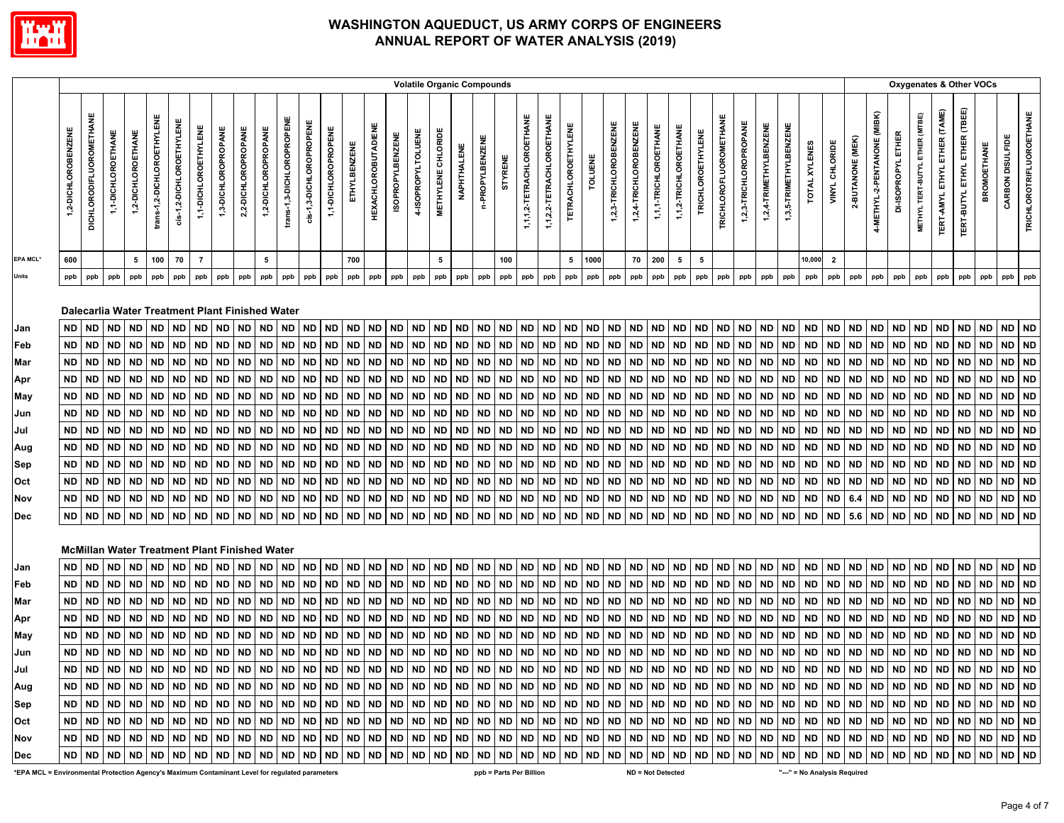# WASHINGTON AQUEDUCT, US ARMY CORPS OF ENGINEERS
# ANNUAL REPORT OF WATER ANALYSIS (2019)

| | Volatile Organic Compounds | | | | | | | | | | | | | | | | | | | | | | | | | | | | | | | | | | | | Oxygenates & Other VOCs | | | | | | | | |
|---|---|---|---|---|---|---|---|---|---|---|---|---|---|---|---|---|---|---|---|---|---|---|---|---|---|---|---|---|---|---|---|---|---|---|---|---|---|---|---|---|---|---|---|---|---|
| | 1,2-DICHLOROBENZENE | DICHLORODIFLUOROMETHANE | 1,1-DICHLOROETHANE | 1,2-DICHLOROETHANE | trans-1,2-DICHLOROETHYLENE | cis-1,2-DICHLOROETHYLENE | 1,1-DICHLOROETHYLENE | 1,3-DICHLOROPROPANE | 2,2-DICHLOROPROPANE | 1,2-DICHLOROPROPANE | trans-1,3-DICHLOROPROPENE | cis-1,3-DICHLOROPROPENE | 1,1-DICHLOROPROPENE | ETHYLBENZENE | HEXACHLOROBUTADIENE | ISOPROPYLBENZENE | 4-ISOPROPYLTOLUENE | METHYLENE CHLORIDE | NAPHTHALENE | n-PROPYLBENZENE | STYRENE | 1,1,1,2-TETRACHLOROETHANE | 1,1,2,2-TETRACHLOROETHANE | TETRACHLOROETHYLENE | TOLUENE | 1,2,3-TRICHLOROBENZENE | 1,2,4-TRICHLOROBENZENE | 1,1,1-TRICHLOROETHANE | 1,1,2-TRICHLOROETHANE | TRICHLOROETHYLENE | TRICHLOROFLUOROMETHANE | 1,2,3-TRICHLOROPROPANE | 1,2,4-TRIMETHYLBENZENE | 1,3,5-TRIMETHYLBENZENE | TOTAL XYLENES | VINYL CHLORIDE | 2-BUTANONE (MEK) | 4-METHYL-2-PENTANONE (MIBK) | DI-ISOPROPYL ETHER | METHYL TERT-BUTYL ETHER (MTBE) | TERT-AMYL ETHYL ETHER (TAME) | TERT-BUTYL ETHYL ETHER (TBEE) | BROMOETHANE | CARBON DISULFIDE | TRICHLOROTRIFLUOROETHANE |
| EPA MCL* | 600 | | | 5 | 100 | 70 | 7 | | | 5 | | | | 700 | | | | 5 | | | 100 | | | 5 | 1000 | | 70 | 200 | 5 | 5 | | | | | 10,000 | 2 | | | | | | | | | |
| Units | ppb | ppb | ppb | ppb | ppb | ppb | ppb | ppb | ppb | ppb | ppb | ppb | ppb | ppb | ppb | ppb | ppb | ppb | ppb | ppb | ppb | ppb | ppb | ppb | ppb | ppb | ppb | ppb | ppb | ppb | ppb | ppb | ppb | ppb | ppb | ppb | ppb | ppb | ppb | ppb | ppb | ppb | ppb | ppb | ppb |
| **Dalecarlia Water Treatment Plant Finished Water** | | | | | | | | | | | | | | | | | | | | | | | | | | | | | | | | | | | | | | | | | | | | | |
| Jan | ND | ND | ND | ND | ND | ND | ND | ND | ND | ND | ND | ND | ND | ND | ND | ND | ND | ND | ND | ND | ND | ND | ND | ND | ND | ND | ND | ND | ND | ND | ND | ND | ND | ND | ND | ND | ND | ND | ND | ND | ND | ND | ND | ND | ND |
| Feb | ND | ND | ND | ND | ND | ND | ND | ND | ND | ND | ND | ND | ND | ND | ND | ND | ND | ND | ND | ND | ND | ND | ND | ND | ND | ND | ND | ND | ND | ND | ND | ND | ND | ND | ND | ND | ND | ND | ND | ND | ND | ND | ND | ND | ND |
| Mar | ND | ND | ND | ND | ND | ND | ND | ND | ND | ND | ND | ND | ND | ND | ND | ND | ND | ND | ND | ND | ND | ND | ND | ND | ND | ND | ND | ND | ND | ND | ND | ND | ND | ND | ND | ND | ND | ND | ND | ND | ND | ND | ND | ND | ND |
| Apr | ND | ND | ND | ND | ND | ND | ND | ND | ND | ND | ND | ND | ND | ND | ND | ND | ND | ND | ND | ND | ND | ND | ND | ND | ND | ND | ND | ND | ND | ND | ND | ND | ND | ND | ND | ND | ND | ND | ND | ND | ND | ND | ND | ND | ND |
| May | ND | ND | ND | ND | ND | ND | ND | ND | ND | ND | ND | ND | ND | ND | ND | ND | ND | ND | ND | ND | ND | ND | ND | ND | ND | ND | ND | ND | ND | ND | ND | ND | ND | ND | ND | ND | ND | ND | ND | ND | ND | ND | ND | ND | ND |
| Jun | ND | ND | ND | ND | ND | ND | ND | ND | ND | ND | ND | ND | ND | ND | ND | ND | ND | ND | ND | ND | ND | ND | ND | ND | ND | ND | ND | ND | ND | ND | ND | ND | ND | ND | ND | ND | ND | ND | ND | ND | ND | ND | ND | ND | ND |
| Jul | ND | ND | ND | ND | ND | ND | ND | ND | ND | ND | ND | ND | ND | ND | ND | ND | ND | ND | ND | ND | ND | ND | ND | ND | ND | ND | ND | ND | ND | ND | ND | ND | ND | ND | ND | ND | ND | ND | ND | ND | ND | ND | ND | ND | ND |
| Aug | ND | ND | ND | ND | ND | ND | ND | ND | ND | ND | ND | ND | ND | ND | ND | ND | ND | ND | ND | ND | ND | ND | ND | ND | ND | ND | ND | ND | ND | ND | ND | ND | ND | ND | ND | ND | ND | ND | ND | ND | ND | ND | ND | ND | ND |
| Sep | ND | ND | ND | ND | ND | ND | ND | ND | ND | ND | ND | ND | ND | ND | ND | ND | ND | ND | ND | ND | ND | ND | ND | ND | ND | ND | ND | ND | ND | ND | ND | ND | ND | ND | ND | ND | ND | ND | ND | ND | ND | ND | ND | ND | ND |
| Oct | ND | ND | ND | ND | ND | ND | ND | ND | ND | ND | ND | ND | ND | ND | ND | ND | ND | ND | ND | ND | ND | ND | ND | ND | ND | ND | ND | ND | ND | ND | ND | ND | ND | ND | ND | ND | ND | ND | ND | ND | ND | ND | ND | ND | ND |
| Nov | ND | ND | ND | ND | ND | ND | ND | ND | ND | ND | ND | ND | ND | ND | ND | ND | ND | ND | ND | ND | ND | ND | ND | ND | ND | ND | ND | ND | ND | ND | ND | ND | ND | ND | ND | ND | 6.4 | ND | ND | ND | ND | ND | ND | ND | ND |
| Dec | ND | ND | ND | ND | ND | ND | ND | ND | ND | ND | ND | ND | ND | ND | ND | ND | ND | ND | ND | ND | ND | ND | ND | ND | ND | ND | ND | ND | ND | ND | ND | ND | ND | ND | ND | ND | 5.6 | ND | ND | ND | ND | ND | ND | ND | ND |
| **McMillan Water Treatment Plant Finished Water** | | | | | | | | | | | | | | | | | | | | | | | | | | | | | | | | | | | | | | | | | | | | | |
| Jan | ND | ND | ND | ND | ND | ND | ND | ND | ND | ND | ND | ND | ND | ND | ND | ND | ND | ND | ND | ND | ND | ND | ND | ND | ND | ND | ND | ND | ND | ND | ND | ND | ND | ND | ND | ND | ND | ND | ND | ND | ND | ND | ND | ND | ND |
| Feb | ND | ND | ND | ND | ND | ND | ND | ND | ND | ND | ND | ND | ND | ND | ND | ND | ND | ND | ND | ND | ND | ND | ND | ND | ND | ND | ND | ND | ND | ND | ND | ND | ND | ND | ND | ND | ND | ND | ND | ND | ND | ND | ND | ND | ND |
| Mar | ND | ND | ND | ND | ND | ND | ND | ND | ND | ND | ND | ND | ND | ND | ND | ND | ND | ND | ND | ND | ND | ND | ND | ND | ND | ND | ND | ND | ND | ND | ND | ND | ND | ND | ND | ND | ND | ND | ND | ND | ND | ND | ND | ND | ND |
| Apr | ND | ND | ND | ND | ND | ND | ND | ND | ND | ND | ND | ND | ND | ND | ND | ND | ND | ND | ND | ND | ND | ND | ND | ND | ND | ND | ND | ND | ND | ND | ND | ND | ND | ND | ND | ND | ND | ND | ND | ND | ND | ND | ND | ND | ND |
| May | ND | ND | ND | ND | ND | ND | ND | ND | ND | ND | ND | ND | ND | ND | ND | ND | ND | ND | ND | ND | ND | ND | ND | ND | ND | ND | ND | ND | ND | ND | ND | ND | ND | ND | ND | ND | ND | ND | ND | ND | ND | ND | ND | ND | ND |
| Jun | ND | ND | ND | ND | ND | ND | ND | ND | ND | ND | ND | ND | ND | ND | ND | ND | ND | ND | ND | ND | ND | ND | ND | ND | ND | ND | ND | ND | ND | ND | ND | ND | ND | ND | ND | ND | ND | ND | ND | ND | ND | ND | ND | ND | ND |
| Jul | ND | ND | ND | ND | ND | ND | ND | ND | ND | ND | ND | ND | ND | ND | ND | ND | ND | ND | ND | ND | ND | ND | ND | ND | ND | ND | ND | ND | ND | ND | ND | ND | ND | ND | ND | ND | ND | ND | ND | ND | ND | ND | ND | ND | ND |
| Aug | ND | ND | ND | ND | ND | ND | ND | ND | ND | ND | ND | ND | ND | ND | ND | ND | ND | ND | ND | ND | ND | ND | ND | ND | ND | ND | ND | ND | ND | ND | ND | ND | ND | ND | ND | ND | ND | ND | ND | ND | ND | ND | ND | ND | ND |
| Sep | ND | ND | ND | ND | ND | ND | ND | ND | ND | ND | ND | ND | ND | ND | ND | ND | ND | ND | ND | ND | ND | ND | ND | ND | ND | ND | ND | ND | ND | ND | ND | ND | ND | ND | ND | ND | ND | ND | ND | ND | ND | ND | ND | ND | ND |
| Oct | ND | ND | ND | ND | ND | ND | ND | ND | ND | ND | ND | ND | ND | ND | ND | ND | ND | ND | ND | ND | ND | ND | ND | ND | ND | ND | ND | ND | ND | ND | ND | ND | ND | ND | ND | ND | ND | ND | ND | ND | ND | ND | ND | ND | ND |
| Nov | ND | ND | ND | ND | ND | ND | ND | ND | ND | ND | ND | ND | ND | ND | ND | ND | ND | ND | ND | ND | ND | ND | ND | ND | ND | ND | ND | ND | ND | ND | ND | ND | ND | ND | ND | ND | ND | ND | ND | ND | ND | ND | ND | ND | ND |
| Dec | ND | ND | ND | ND | ND | ND | ND | ND | ND | ND | ND | ND | ND | ND | ND | ND | ND | ND | ND | ND | ND | ND | ND | ND | ND | ND | ND | ND | ND | ND | ND | ND | ND | ND | ND | ND | ND | ND | ND | ND | ND | ND | ND | ND | ND |

*EPA MCL = Environmental Protection Agency's Maximum Contaminant Level for regulated parameters    ppb = Parts Per Billion    ND = Not Detected    "---" = No Analysis Required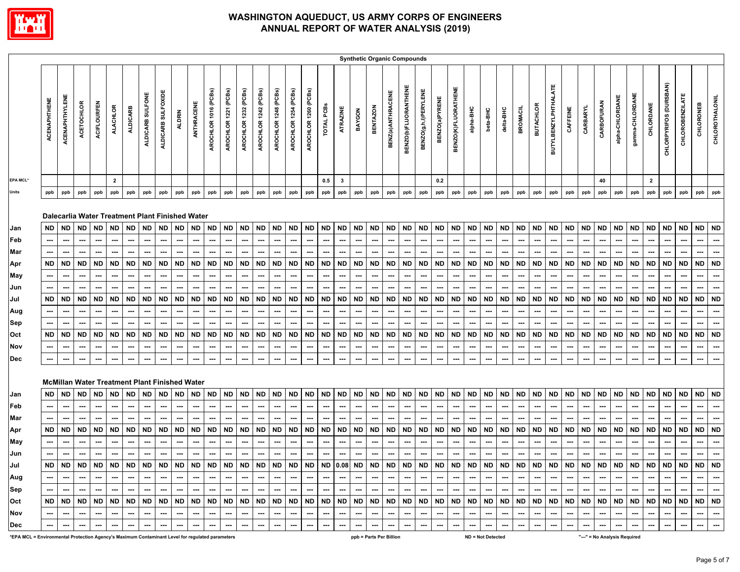# WASHINGTON AQUEDUCT, US ARMY CORPS OF ENGINEERS
# ANNUAL REPORT OF WATER ANALYSIS (2019)

## Synthetic Organic Compounds

| | ACENAPHTHENE | ACENAPHTHYLENE | ACETOCHLOR | ACIFLOURFEN | ALACHLOR | ALDICARB | ALDICARB SULFONE | ALDICARB SULFOXIDE | ALDRIN | ANTHRACENE | AROCHLOR 1016 (PCBs) | AROCHLOR 1221 (PCBs) | AROCHLOR 1232 (PCBs) | AROCHLOR 1242 (PCBs) | AROCHLOR 1248 (PCBs) | AROCHLOR 1254 (PCBs) | AROCHLOR 1260 (PCBs) | TOTAL PCBs | ATRAZINE | BAYGON | BENTAZON | BENZ(a)ANTHRACENE | BENZO(b)FLUORANTHENE | BENZO(g,h,i)PERYLENE | BENZO(a)PYRENE | BENZO(K)FLUORATHENE | alpha-BHC | beta-BHC | delta-BHC | BROMACIL | BUTACHLOR | BUTYLBENZYLPHTHALATE | CAFFEINE | CARBARYL | CARBOFURAN | alpha-CHLORDANE | gamma-CHLORDANE | CHLORDANE | CHLORPYRIFOS (DURSBAN) | CHLOROBENZILATE | CHLORONEB | CHLOROTHALONIL |
|---|---|---|---|---|---|---|---|---|---|---|---|---|---|---|---|---|---|---|---|---|---|---|---|---|---|---|---|---|---|---|---|---|---|---|---|---|---|---|---|---|---|---|
| EPA MCL* | | | | | 2 | | | | | | | | | | | | | 0.5 | 3 | | | | | | 0.2 | | | | | | | | | | 40 | | | 2 | | | | |
| Units | ppb | ppb | ppb | ppb | ppb | ppb | ppb | ppb | ppb | ppb | ppb | ppb | ppb | ppb | ppb | ppb | ppb | ppb | ppb | ppb | ppb | ppb | ppb | ppb | ppb | ppb | ppb | ppb | ppb | ppb | ppb | ppb | ppb | ppb | ppb | ppb | ppb | ppb | ppb | ppb | ppb | ppb |
| **Dalecarlia Water Treatment Plant Finished Water** | | | | | | | | | | | | | | | | | | | | | | | | | | | | | | | | | | | | | | | | | | |
| Jan | ND | ND | ND | ND | ND | ND | ND | ND | ND | ND | ND | ND | ND | ND | ND | ND | ND | ND | ND | ND | ND | ND | ND | ND | ND | ND | ND | ND | ND | ND | ND | ND | ND | ND | ND | ND | ND | ND | ND | ND | ND | ND |
| Feb | --- | --- | --- | --- | --- | --- | --- | --- | --- | --- | --- | --- | --- | --- | --- | --- | --- | --- | --- | --- | --- | --- | --- | --- | --- | --- | --- | --- | --- | --- | --- | --- | --- | --- | --- | --- | --- | --- | --- | --- | --- | --- |
| Mar | --- | --- | --- | --- | --- | --- | --- | --- | --- | --- | --- | --- | --- | --- | --- | --- | --- | --- | --- | --- | --- | --- | --- | --- | --- | --- | --- | --- | --- | --- | --- | --- | --- | --- | --- | --- | --- | --- | --- | --- | --- | --- |
| Apr | ND | ND | ND | ND | ND | ND | ND | ND | ND | ND | ND | ND | ND | ND | ND | ND | ND | ND | ND | ND | ND | ND | ND | ND | ND | ND | ND | ND | ND | ND | ND | ND | ND | ND | ND | ND | ND | ND | ND | ND | ND | ND |
| May | --- | --- | --- | --- | --- | --- | --- | --- | --- | --- | --- | --- | --- | --- | --- | --- | --- | --- | --- | --- | --- | --- | --- | --- | --- | --- | --- | --- | --- | --- | --- | --- | --- | --- | --- | --- | --- | --- | --- | --- | --- | --- |
| Jun | --- | --- | --- | --- | --- | --- | --- | --- | --- | --- | --- | --- | --- | --- | --- | --- | --- | --- | --- | --- | --- | --- | --- | --- | --- | --- | --- | --- | --- | --- | --- | --- | --- | --- | --- | --- | --- | --- | --- | --- | --- | --- |
| Jul | ND | ND | ND | ND | ND | ND | ND | ND | ND | ND | ND | ND | ND | ND | ND | ND | ND | ND | ND | ND | ND | ND | ND | ND | ND | ND | ND | ND | ND | ND | ND | ND | ND | ND | ND | ND | ND | ND | ND | ND | ND | ND |
| Aug | --- | --- | --- | --- | --- | --- | --- | --- | --- | --- | --- | --- | --- | --- | --- | --- | --- | --- | --- | --- | --- | --- | --- | --- | --- | --- | --- | --- | --- | --- | --- | --- | --- | --- | --- | --- | --- | --- | --- | --- | --- | --- |
| Sep | --- | --- | --- | --- | --- | --- | --- | --- | --- | --- | --- | --- | --- | --- | --- | --- | --- | --- | --- | --- | --- | --- | --- | --- | --- | --- | --- | --- | --- | --- | --- | --- | --- | --- | --- | --- | --- | --- | --- | --- | --- | --- |
| Oct | ND | ND | ND | ND | ND | ND | ND | ND | ND | ND | ND | ND | ND | ND | ND | ND | ND | ND | ND | ND | ND | ND | ND | ND | ND | ND | ND | ND | ND | ND | ND | ND | ND | ND | ND | ND | ND | ND | ND | ND | ND | ND |
| Nov | --- | --- | --- | --- | --- | --- | --- | --- | --- | --- | --- | --- | --- | --- | --- | --- | --- | --- | --- | --- | --- | --- | --- | --- | --- | --- | --- | --- | --- | --- | --- | --- | --- | --- | --- | --- | --- | --- | --- | --- | --- | --- |
| Dec | --- | --- | --- | --- | --- | --- | --- | --- | --- | --- | --- | --- | --- | --- | --- | --- | --- | --- | --- | --- | --- | --- | --- | --- | --- | --- | --- | --- | --- | --- | --- | --- | --- | --- | --- | --- | --- | --- | --- | --- | --- | --- |
| **McMillan Water Treatment Plant Finished Water** | | | | | | | | | | | | | | | | | | | | | | | | | | | | | | | | | | | | | | | | | | |
| Jan | ND | ND | ND | ND | ND | ND | ND | ND | ND | ND | ND | ND | ND | ND | ND | ND | ND | ND | ND | ND | ND | ND | ND | ND | ND | ND | ND | ND | ND | ND | ND | ND | ND | ND | ND | ND | ND | ND | ND | ND | ND | ND |
| Feb | --- | --- | --- | --- | --- | --- | --- | --- | --- | --- | --- | --- | --- | --- | --- | --- | --- | --- | --- | --- | --- | --- | --- | --- | --- | --- | --- | --- | --- | --- | --- | --- | --- | --- | --- | --- | --- | --- | --- | --- | --- | --- |
| Mar | --- | --- | --- | --- | --- | --- | --- | --- | --- | --- | --- | --- | --- | --- | --- | --- | --- | --- | --- | --- | --- | --- | --- | --- | --- | --- | --- | --- | --- | --- | --- | --- | --- | --- | --- | --- | --- | --- | --- | --- | --- | --- |
| Apr | ND | ND | ND | ND | ND | ND | ND | ND | ND | ND | ND | ND | ND | ND | ND | ND | ND | ND | ND | ND | ND | ND | ND | ND | ND | ND | ND | ND | ND | ND | ND | ND | ND | ND | ND | ND | ND | ND | ND | ND | ND | ND |
| May | --- | --- | --- | --- | --- | --- | --- | --- | --- | --- | --- | --- | --- | --- | --- | --- | --- | --- | --- | --- | --- | --- | --- | --- | --- | --- | --- | --- | --- | --- | --- | --- | --- | --- | --- | --- | --- | --- | --- | --- | --- | --- |
| Jun | --- | --- | --- | --- | --- | --- | --- | --- | --- | --- | --- | --- | --- | --- | --- | --- | --- | --- | --- | --- | --- | --- | --- | --- | --- | --- | --- | --- | --- | --- | --- | --- | --- | --- | --- | --- | --- | --- | --- | --- | --- | --- |
| Jul | ND | ND | ND | ND | ND | ND | ND | ND | ND | ND | ND | ND | ND | ND | ND | ND | ND | ND | 0.08 | ND | ND | ND | ND | ND | ND | ND | ND | ND | ND | ND | ND | ND | ND | ND | ND | ND | ND | ND | ND | ND | ND | ND |
| Aug | --- | --- | --- | --- | --- | --- | --- | --- | --- | --- | --- | --- | --- | --- | --- | --- | --- | --- | --- | --- | --- | --- | --- | --- | --- | --- | --- | --- | --- | --- | --- | --- | --- | --- | --- | --- | --- | --- | --- | --- | --- | --- |
| Sep | --- | --- | --- | --- | --- | --- | --- | --- | --- | --- | --- | --- | --- | --- | --- | --- | --- | --- | --- | --- | --- | --- | --- | --- | --- | --- | --- | --- | --- | --- | --- | --- | --- | --- | --- | --- | --- | --- | --- | --- | --- | --- |
| Oct | ND | ND | ND | ND | ND | ND | ND | ND | ND | ND | ND | ND | ND | ND | ND | ND | ND | ND | ND | ND | ND | ND | ND | ND | ND | ND | ND | ND | ND | ND | ND | ND | ND | ND | ND | ND | ND | ND | ND | ND | ND | ND |
| Nov | --- | --- | --- | --- | --- | --- | --- | --- | --- | --- | --- | --- | --- | --- | --- | --- | --- | --- | --- | --- | --- | --- | --- | --- | --- | --- | --- | --- | --- | --- | --- | --- | --- | --- | --- | --- | --- | --- | --- | --- | --- | --- |
| Dec | --- | --- | --- | --- | --- | --- | --- | --- | --- | --- | --- | --- | --- | --- | --- | --- | --- | --- | --- | --- | --- | --- | --- | --- | --- | --- | --- | --- | --- | --- | --- | --- | --- | --- | --- | --- | --- | --- | --- | --- | --- | --- |

*EPA MCL = Environmental Protection Agency's Maximum Contaminant Level for regulated parameters    ppb = Parts Per Billion    ND = Not Detected    "---" = No Analysis Required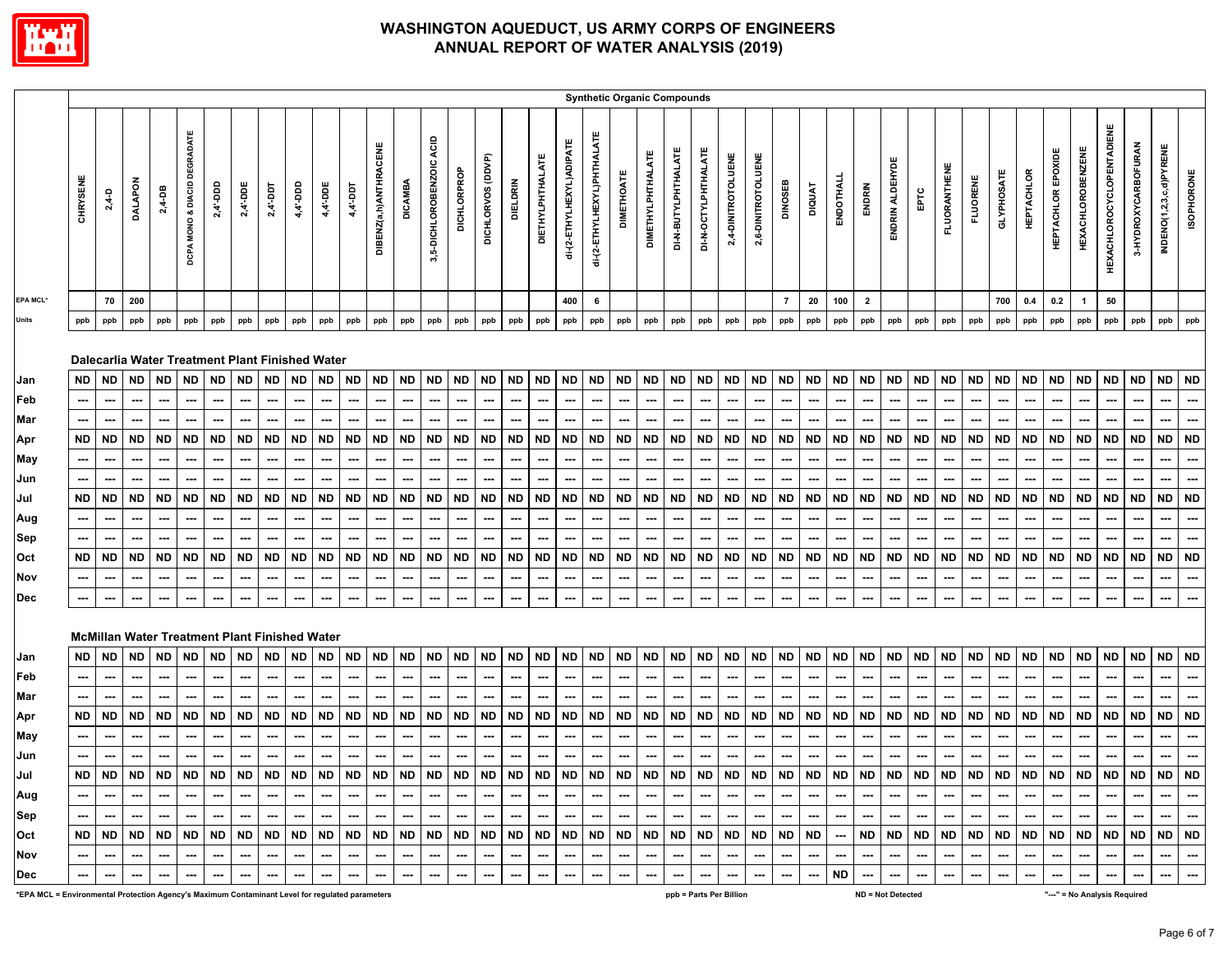# WASHINGTON AQUEDUCT, US ARMY CORPS OF ENGINEERS
# ANNUAL REPORT OF WATER ANALYSIS (2019)

**Synthetic Organic Compounds**

| | CHRYSENE | 2,4-D | DALAPON | 2,4-DB | DCPA MONO & DIACID DEGRADATE | 2,4'-DDD | 2,4'-DDE | 2,4'-DDT | 4,4'-DDD | 4,4'-DDE | 4,4'-DDT | DIBENZ(a,h)ANTHRACENE | DICAMBA | 3,5-DICHLOROBENZOIC ACID | DICHLORPROP | DICHLORVOS (DDVP) | DIELDRIN | DIETHYLPHTHALATE | di-(2-ETHYLHEXYL)ADIPATE | di-(2-ETHYLHEXYL)PHTHALATE | DIMETHOATE | DIMETHYLPHTHALATE | DI-N-BUTYLPHTHALATE | DI-N-OCTYLPHTHALATE | 2,4-DINITROTOLUENE | 2,6-DINITROTOLUENE | DINOSEB | DIQUAT | ENDOTHALL | ENDRIN | ENDRIN ALDEHYDE | EPTC | FLUORANTHENE | FLUORENE | GLYPHOSATE | HEPTACHLOR | HEPTACHLOR EPOXIDE | HEXACHLOROBENZENE | HEXACHLOROCYCLOPENTADIENE | 3-HYDROXYCARBOFURAN | INDENO(1,2,3,c,d)PYRENE | ISOPHORONE |
|---|---|---|---|---|---|---|---|---|---|---|---|---|---|---|---|---|---|---|---|---|---|---|---|---|---|---|---|---|---|---|---|---|---|---|---|---|---|---|---|---|---|---|
| EPA MCL* | | 70 | 200 | | | | | | | | | | | | | | | | 400 | 6 | | | | | | | 7 | 20 | 100 | 2 | | | | | 700 | 0.4 | 0.2 | 1 | 50 | | | |
| Units | ppb | ppb | ppb | ppb | ppb | ppb | ppb | ppb | ppb | ppb | ppb | ppb | ppb | ppb | ppb | ppb | ppb | ppb | ppb | ppb | ppb | ppb | ppb | ppb | ppb | ppb | ppb | ppb | ppb | ppb | ppb | ppb | ppb | ppb | ppb | ppb | ppb | ppb | ppb | ppb | ppb | ppb |
| **Dalecarlia Water Treatment Plant Finished Water** | | | | | | | | | | | | | | | | | | | | | | | | | | | | | | | | | | | | | | | | | | |
| Jan | ND | ND | ND | ND | ND | ND | ND | ND | ND | ND | ND | ND | ND | ND | ND | ND | ND | ND | ND | ND | ND | ND | ND | ND | ND | ND | ND | ND | ND | ND | ND | ND | ND | ND | ND | ND | ND | ND | ND | ND | ND | ND |
| Feb | --- | --- | --- | --- | --- | --- | --- | --- | --- | --- | --- | --- | --- | --- | --- | --- | --- | --- | --- | --- | --- | --- | --- | --- | --- | --- | --- | --- | --- | --- | --- | --- | --- | --- | --- | --- | --- | --- | --- | --- | --- | --- |
| Mar | --- | --- | --- | --- | --- | --- | --- | --- | --- | --- | --- | --- | --- | --- | --- | --- | --- | --- | --- | --- | --- | --- | --- | --- | --- | --- | --- | --- | --- | --- | --- | --- | --- | --- | --- | --- | --- | --- | --- | --- | --- | --- |
| Apr | ND | ND | ND | ND | ND | ND | ND | ND | ND | ND | ND | ND | ND | ND | ND | ND | ND | ND | ND | ND | ND | ND | ND | ND | ND | ND | ND | ND | ND | ND | ND | ND | ND | ND | ND | ND | ND | ND | ND | ND | ND | ND |
| May | --- | --- | --- | --- | --- | --- | --- | --- | --- | --- | --- | --- | --- | --- | --- | --- | --- | --- | --- | --- | --- | --- | --- | --- | --- | --- | --- | --- | --- | --- | --- | --- | --- | --- | --- | --- | --- | --- | --- | --- | --- | --- |
| Jun | --- | --- | --- | --- | --- | --- | --- | --- | --- | --- | --- | --- | --- | --- | --- | --- | --- | --- | --- | --- | --- | --- | --- | --- | --- | --- | --- | --- | --- | --- | --- | --- | --- | --- | --- | --- | --- | --- | --- | --- | --- | --- |
| Jul | ND | ND | ND | ND | ND | ND | ND | ND | ND | ND | ND | ND | ND | ND | ND | ND | ND | ND | ND | ND | ND | ND | ND | ND | ND | ND | ND | ND | ND | ND | ND | ND | ND | ND | ND | ND | ND | ND | ND | ND | ND | ND |
| Aug | --- | --- | --- | --- | --- | --- | --- | --- | --- | --- | --- | --- | --- | --- | --- | --- | --- | --- | --- | --- | --- | --- | --- | --- | --- | --- | --- | --- | --- | --- | --- | --- | --- | --- | --- | --- | --- | --- | --- | --- | --- | --- |
| Sep | --- | --- | --- | --- | --- | --- | --- | --- | --- | --- | --- | --- | --- | --- | --- | --- | --- | --- | --- | --- | --- | --- | --- | --- | --- | --- | --- | --- | --- | --- | --- | --- | --- | --- | --- | --- | --- | --- | --- | --- | --- | --- |
| Oct | ND | ND | ND | ND | ND | ND | ND | ND | ND | ND | ND | ND | ND | ND | ND | ND | ND | ND | ND | ND | ND | ND | ND | ND | ND | ND | ND | ND | ND | ND | ND | ND | ND | ND | ND | ND | ND | ND | ND | ND | ND | ND |
| Nov | --- | --- | --- | --- | --- | --- | --- | --- | --- | --- | --- | --- | --- | --- | --- | --- | --- | --- | --- | --- | --- | --- | --- | --- | --- | --- | --- | --- | --- | --- | --- | --- | --- | --- | --- | --- | --- | --- | --- | --- | --- | --- |
| Dec | --- | --- | --- | --- | --- | --- | --- | --- | --- | --- | --- | --- | --- | --- | --- | --- | --- | --- | --- | --- | --- | --- | --- | --- | --- | --- | --- | --- | --- | --- | --- | --- | --- | --- | --- | --- | --- | --- | --- | --- | --- | --- |
| **McMillan Water Treatment Plant Finished Water** | | | | | | | | | | | | | | | | | | | | | | | | | | | | | | | | | | | | | | | | | | |
| Jan | ND | ND | ND | ND | ND | ND | ND | ND | ND | ND | ND | ND | ND | ND | ND | ND | ND | ND | ND | ND | ND | ND | ND | ND | ND | ND | ND | ND | ND | ND | ND | ND | ND | ND | ND | ND | ND | ND | ND | ND | ND | ND |
| Feb | --- | --- | --- | --- | --- | --- | --- | --- | --- | --- | --- | --- | --- | --- | --- | --- | --- | --- | --- | --- | --- | --- | --- | --- | --- | --- | --- | --- | --- | --- | --- | --- | --- | --- | --- | --- | --- | --- | --- | --- | --- | --- |
| Mar | --- | --- | --- | --- | --- | --- | --- | --- | --- | --- | --- | --- | --- | --- | --- | --- | --- | --- | --- | --- | --- | --- | --- | --- | --- | --- | --- | --- | --- | --- | --- | --- | --- | --- | --- | --- | --- | --- | --- | --- | --- | --- |
| Apr | ND | ND | ND | ND | ND | ND | ND | ND | ND | ND | ND | ND | ND | ND | ND | ND | ND | ND | ND | ND | ND | ND | ND | ND | ND | ND | ND | ND | ND | ND | ND | ND | ND | ND | ND | ND | ND | ND | ND | ND | ND | ND |
| May | --- | --- | --- | --- | --- | --- | --- | --- | --- | --- | --- | --- | --- | --- | --- | --- | --- | --- | --- | --- | --- | --- | --- | --- | --- | --- | --- | --- | --- | --- | --- | --- | --- | --- | --- | --- | --- | --- | --- | --- | --- | --- |
| Jun | --- | --- | --- | --- | --- | --- | --- | --- | --- | --- | --- | --- | --- | --- | --- | --- | --- | --- | --- | --- | --- | --- | --- | --- | --- | --- | --- | --- | --- | --- | --- | --- | --- | --- | --- | --- | --- | --- | --- | --- | --- | --- |
| Jul | ND | ND | ND | ND | ND | ND | ND | ND | ND | ND | ND | ND | ND | ND | ND | ND | ND | ND | ND | ND | ND | ND | ND | ND | ND | ND | ND | ND | ND | ND | ND | ND | ND | ND | ND | ND | ND | ND | ND | ND | ND | ND |
| Aug | --- | --- | --- | --- | --- | --- | --- | --- | --- | --- | --- | --- | --- | --- | --- | --- | --- | --- | --- | --- | --- | --- | --- | --- | --- | --- | --- | --- | --- | --- | --- | --- | --- | --- | --- | --- | --- | --- | --- | --- | --- | --- |
| Sep | --- | --- | --- | --- | --- | --- | --- | --- | --- | --- | --- | --- | --- | --- | --- | --- | --- | --- | --- | --- | --- | --- | --- | --- | --- | --- | --- | --- | --- | --- | --- | --- | --- | --- | --- | --- | --- | --- | --- | --- | --- | --- |
| Oct | ND | ND | ND | ND | ND | ND | ND | ND | ND | ND | ND | ND | ND | ND | ND | ND | ND | ND | ND | ND | ND | ND | ND | ND | ND | ND | ND | ND | --- | ND | ND | ND | ND | ND | ND | ND | ND | ND | ND | ND | ND | ND |
| Nov | --- | --- | --- | --- | --- | --- | --- | --- | --- | --- | --- | --- | --- | --- | --- | --- | --- | --- | --- | --- | --- | --- | --- | --- | --- | --- | --- | --- | --- | --- | --- | --- | --- | --- | --- | --- | --- | --- | --- | --- | --- | --- |
| Dec | --- | --- | --- | --- | --- | --- | --- | --- | --- | --- | --- | --- | --- | --- | --- | --- | --- | --- | --- | --- | --- | --- | --- | --- | --- | --- | --- | --- | ND | --- | --- | --- | --- | --- | --- | --- | --- | --- | --- | --- | --- | --- |

*EPA MCL = Environmental Protection Agency's Maximum Contaminant Level for regulated parameters

ppb = Parts Per Billion

ND = Not Detected

"---" = No Analysis Required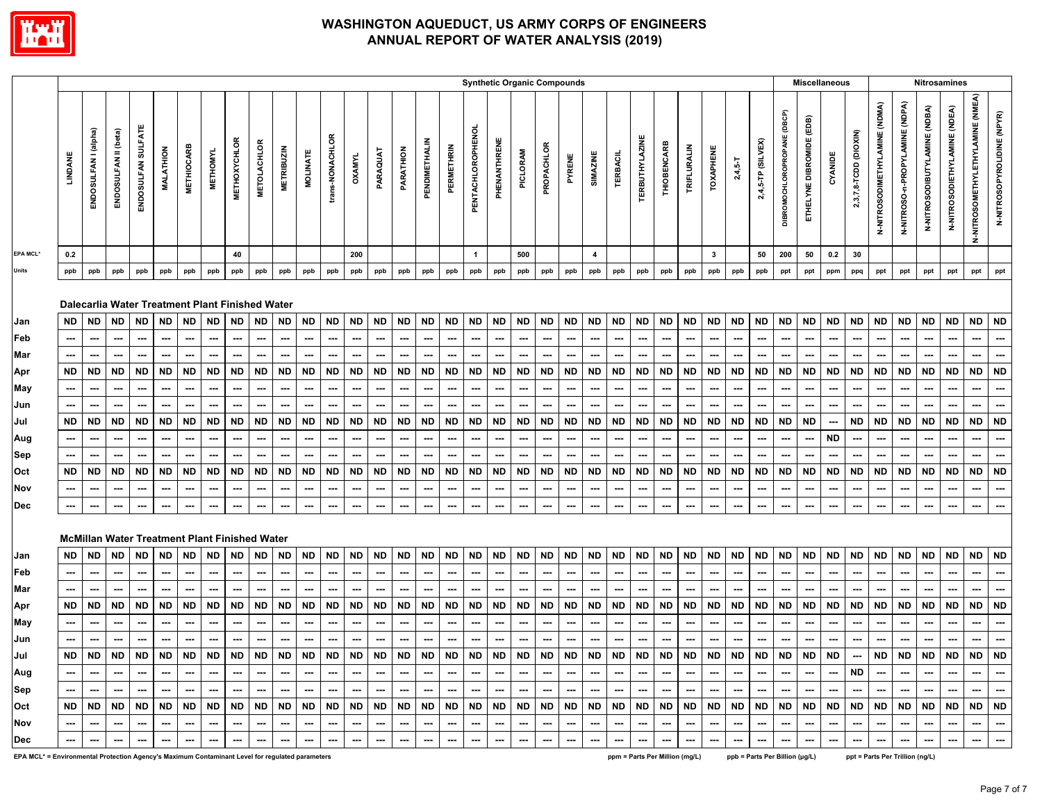# WASHINGTON AQUEDUCT, US ARMY CORPS OF ENGINEERS
# ANNUAL REPORT OF WATER ANALYSIS (2019)

| | Synthetic Organic Compounds | | | | | | | | | | | | | | | | | | | | | | | | | | | | | | Miscellaneous | | | | Nitrosamines | | | | | |
|---|---|---|---|---|---|---|---|---|---|---|---|---|---|---|---|---|---|---|---|---|---|---|---|---|---|---|---|---|---|---|---|---|---|---|---|---|---|---|---|---|
| | LINDANE | ENDOSULFAN I (alpha) | ENDOSULFAN II (beta) | ENDOSULFAN SULFATE | MALATHION | METHIOCARB | METHOMYL | METHOXYCHLOR | METOLACHLOR | METRIBUZIN | MOLINATE | trans-NONACHLOR | OXAMYL | PARAQUAT | PARATHION | PENDIMETHALIN | PERMETHRIN | PENTACHLOROPHENOL | PHENANTHRENE | PICLORAM | PROPACHLOR | PYRENE | SIMAZINE | TERBACIL | TERBUTHYLAZINE | THIOBENCARB | TRIFLURALIN | TOXAPHENE | 2,4,5-T | 2,4,5-TP (SILVEX) | DIBROMOCHLOROPROPANE (DBCP) | ETHELYNE DIBROMIDE (EDB) | CYANIDE | 2,3,7,8-TCDD (DIOXIN) | N-NITROSODIMETHYLAMINE (NDMA) | N-NITROSO-n-PROPYLAMINE (NDPA) | N-NITROSODIBUTYLAMINE (NDBA) | N-NITROSODIETHYLAMINE (NDEA) | N-NITROSOMETHYLETHYLAMINE (NMEA) | N-NITROSOPYROLIDINE (NPYR) |
| EPA MCL* | 0.2 | | | | | | | 40 | | | | | 200 | | | | | 1 | | 500 | | | 4 | | | | | 3 | | 50 | 200 | 50 | 0.2 | 30 | | | | | | |
| Units | ppb | ppb | ppb | ppb | ppb | ppb | ppb | ppb | ppb | ppb | ppb | ppb | ppb | ppb | ppb | ppb | ppb | ppb | ppb | ppb | ppb | ppb | ppb | ppb | ppb | ppb | ppb | ppb | ppb | ppb | ppt | ppt | ppm | ppq | ppt | ppt | ppt | ppt | ppt | ppt |
| **Dalecarlia Water Treatment Plant Finished Water** | | | | | | | | | | | | | | | | | | | | | | | | | | | | | | | | | | | | | | | | |
| Jan | ND | ND | ND | ND | ND | ND | ND | ND | ND | ND | ND | ND | ND | ND | ND | ND | ND | ND | ND | ND | ND | ND | ND | ND | ND | ND | ND | ND | ND | ND | ND | ND | ND | ND | ND | ND | ND | ND | ND | ND |
| Feb | --- | --- | --- | --- | --- | --- | --- | --- | --- | --- | --- | --- | --- | --- | --- | --- | --- | --- | --- | --- | --- | --- | --- | --- | --- | --- | --- | --- | --- | --- | --- | --- | --- | --- | --- | --- | --- | --- | --- | --- |
| Mar | --- | --- | --- | --- | --- | --- | --- | --- | --- | --- | --- | --- | --- | --- | --- | --- | --- | --- | --- | --- | --- | --- | --- | --- | --- | --- | --- | --- | --- | --- | --- | --- | --- | --- | --- | --- | --- | --- | --- | --- |
| Apr | ND | ND | ND | ND | ND | ND | ND | ND | ND | ND | ND | ND | ND | ND | ND | ND | ND | ND | ND | ND | ND | ND | ND | ND | ND | ND | ND | ND | ND | ND | ND | ND | ND | ND | ND | ND | ND | ND | ND | ND |
| May | --- | --- | --- | --- | --- | --- | --- | --- | --- | --- | --- | --- | --- | --- | --- | --- | --- | --- | --- | --- | --- | --- | --- | --- | --- | --- | --- | --- | --- | --- | --- | --- | --- | --- | --- | --- | --- | --- | --- | --- |
| Jun | --- | --- | --- | --- | --- | --- | --- | --- | --- | --- | --- | --- | --- | --- | --- | --- | --- | --- | --- | --- | --- | --- | --- | --- | --- | --- | --- | --- | --- | --- | --- | --- | --- | --- | --- | --- | --- | --- | --- | --- |
| Jul | ND | ND | ND | ND | ND | ND | ND | ND | ND | ND | ND | ND | ND | ND | ND | ND | ND | ND | ND | ND | ND | ND | ND | ND | ND | ND | ND | ND | ND | ND | ND | ND | --- | ND | ND | ND | ND | ND | ND | ND |
| Aug | --- | --- | --- | --- | --- | --- | --- | --- | --- | --- | --- | --- | --- | --- | --- | --- | --- | --- | --- | --- | --- | --- | --- | --- | --- | --- | --- | --- | --- | --- | --- | --- | ND | --- | --- | --- | --- | --- | --- | --- |
| Sep | --- | --- | --- | --- | --- | --- | --- | --- | --- | --- | --- | --- | --- | --- | --- | --- | --- | --- | --- | --- | --- | --- | --- | --- | --- | --- | --- | --- | --- | --- | --- | --- | --- | --- | --- | --- | --- | --- | --- | --- |
| Oct | ND | ND | ND | ND | ND | ND | ND | ND | ND | ND | ND | ND | ND | ND | ND | ND | ND | ND | ND | ND | ND | ND | ND | ND | ND | ND | ND | ND | ND | ND | ND | ND | ND | ND | ND | ND | ND | ND | ND | ND |
| Nov | --- | --- | --- | --- | --- | --- | --- | --- | --- | --- | --- | --- | --- | --- | --- | --- | --- | --- | --- | --- | --- | --- | --- | --- | --- | --- | --- | --- | --- | --- | --- | --- | --- | --- | --- | --- | --- | --- | --- | --- |
| Dec | --- | --- | --- | --- | --- | --- | --- | --- | --- | --- | --- | --- | --- | --- | --- | --- | --- | --- | --- | --- | --- | --- | --- | --- | --- | --- | --- | --- | --- | --- | --- | --- | --- | --- | --- | --- | --- | --- | --- | --- |
| **McMillan Water Treatment Plant Finished Water** | | | | | | | | | | | | | | | | | | | | | | | | | | | | | | | | | | | | | | | | |
| Jan | ND | ND | ND | ND | ND | ND | ND | ND | ND | ND | ND | ND | ND | ND | ND | ND | ND | ND | ND | ND | ND | ND | ND | ND | ND | ND | ND | ND | ND | ND | ND | ND | ND | ND | ND | ND | ND | ND | ND | ND |
| Feb | --- | --- | --- | --- | --- | --- | --- | --- | --- | --- | --- | --- | --- | --- | --- | --- | --- | --- | --- | --- | --- | --- | --- | --- | --- | --- | --- | --- | --- | --- | --- | --- | --- | --- | --- | --- | --- | --- | --- | --- |
| Mar | --- | --- | --- | --- | --- | --- | --- | --- | --- | --- | --- | --- | --- | --- | --- | --- | --- | --- | --- | --- | --- | --- | --- | --- | --- | --- | --- | --- | --- | --- | --- | --- | --- | --- | --- | --- | --- | --- | --- | --- |
| Apr | ND | ND | ND | ND | ND | ND | ND | ND | ND | ND | ND | ND | ND | ND | ND | ND | ND | ND | ND | ND | ND | ND | ND | ND | ND | ND | ND | ND | ND | ND | ND | ND | ND | ND | ND | ND | ND | ND | ND | ND |
| May | --- | --- | --- | --- | --- | --- | --- | --- | --- | --- | --- | --- | --- | --- | --- | --- | --- | --- | --- | --- | --- | --- | --- | --- | --- | --- | --- | --- | --- | --- | --- | --- | --- | --- | --- | --- | --- | --- | --- | --- |
| Jun | --- | --- | --- | --- | --- | --- | --- | --- | --- | --- | --- | --- | --- | --- | --- | --- | --- | --- | --- | --- | --- | --- | --- | --- | --- | --- | --- | --- | --- | --- | --- | --- | --- | --- | --- | --- | --- | --- | --- | --- |
| Jul | ND | ND | ND | ND | ND | ND | ND | ND | ND | ND | ND | ND | ND | ND | ND | ND | ND | ND | ND | ND | ND | ND | ND | ND | ND | ND | ND | ND | ND | ND | ND | ND | ND | --- | ND | ND | ND | ND | ND | ND |
| Aug | --- | --- | --- | --- | --- | --- | --- | --- | --- | --- | --- | --- | --- | --- | --- | --- | --- | --- | --- | --- | --- | --- | --- | --- | --- | --- | --- | --- | --- | --- | --- | --- | --- | ND | --- | --- | --- | --- | --- | --- |
| Sep | --- | --- | --- | --- | --- | --- | --- | --- | --- | --- | --- | --- | --- | --- | --- | --- | --- | --- | --- | --- | --- | --- | --- | --- | --- | --- | --- | --- | --- | --- | --- | --- | --- | --- | --- | --- | --- | --- | --- | --- |
| Oct | ND | ND | ND | ND | ND | ND | ND | ND | ND | ND | ND | ND | ND | ND | ND | ND | ND | ND | ND | ND | ND | ND | ND | ND | ND | ND | ND | ND | ND | ND | ND | ND | ND | ND | ND | ND | ND | ND | ND | ND |
| Nov | --- | --- | --- | --- | --- | --- | --- | --- | --- | --- | --- | --- | --- | --- | --- | --- | --- | --- | --- | --- | --- | --- | --- | --- | --- | --- | --- | --- | --- | --- | --- | --- | --- | --- | --- | --- | --- | --- | --- | --- |
| Dec | --- | --- | --- | --- | --- | --- | --- | --- | --- | --- | --- | --- | --- | --- | --- | --- | --- | --- | --- | --- | --- | --- | --- | --- | --- | --- | --- | --- | --- | --- | --- | --- | --- | --- | --- | --- | --- | --- | --- | --- |

EPA MCL* = Environmental Protection Agency's Maximum Contaminant Level for regulated parameters

ppm = Parts Per Million (mg/L) ppb = Parts Per Billion (µg/L) ppt = Parts Per Trillion (ng/L)